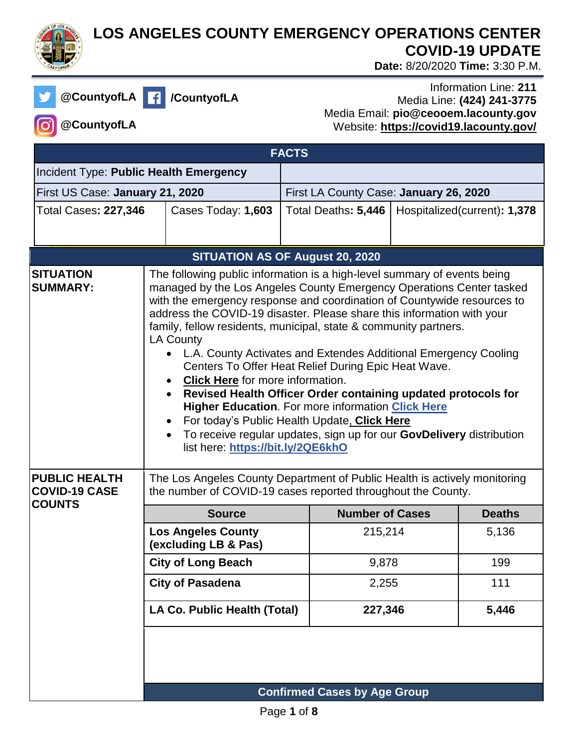# LOS ANGELES COUNTY EMERGENCY OPERATIONS CENTER
# COVID-19 UPDATE

**Date:** 8/20/2020 **Time:** 3:30 P.M.

@CountyofLA /CountyofLA

@CountyofLA

Information Line: **211**
Media Line: **(424) 241-3775**
Media Email: **pio@ceooem.lacounty.gov**
Website: **https://covid19.lacounty.gov/**

| FACTS | | | |
|---|---|---|---|
| Incident Type: **Public Health Emergency** | | | |
| First US Case: **January 21, 2020** | | First LA County Case: **January 26, 2020** | |
| Total Cases**: 227,346** | Cases Today: **1,603** | Total Deaths**: 5,446** | Hospitalized(current)**: 1,378** |

## SITUATION AS OF August 20, 2020

**SITUATION SUMMARY:**

The following public information is a high-level summary of events being managed by the Los Angeles County Emergency Operations Center tasked with the emergency response and coordination of Countywide resources to address the COVID-19 disaster. Please share this information with your family, fellow residents, municipal, state & community partners.

LA County

- L.A. County Activates and Extendes Additional Emergency Cooling Centers To Offer Heat Relief During Epic Heat Wave.
- **Click Here** for more information.
- **Revised Health Officer Order containing updated protocols for Higher Education**. For more information **Click Here**
- For today's Public Health Update**, Click Here**
- To receive regular updates, sign up for our **GovDelivery** distribution list here: **https://bit.ly/2QE6khO**

**PUBLIC HEALTH COVID-19 CASE COUNTS**

The Los Angeles County Department of Public Health is actively monitoring the number of COVID-19 cases reported throughout the County.

| Source | Number of Cases | Deaths |
|---|---|---|
| **Los Angeles County (excluding LB & Pas)** | 215,214 | 5,136 |
| **City of Long Beach** | 9,878 | 199 |
| **City of Pasadena** | 2,255 | 111 |
| **LA Co. Public Health (Total)** | **227,346** | **5,446** |

**Confirmed Cases by Age Group**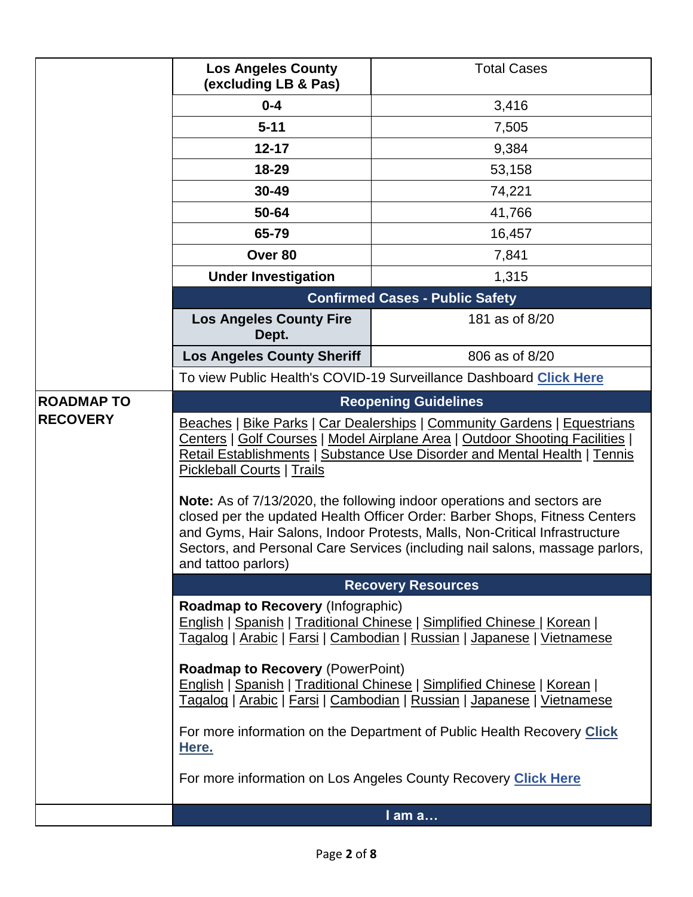| Los Angeles County (excluding LB & Pas) | Total Cases |
|---|---|
| **0-4** | 3,416 |
| **5-11** | 7,505 |
| **12-17** | 9,384 |
| **18-29** | 53,158 |
| **30-49** | 74,221 |
| **50-64** | 41,766 |
| **65-79** | 16,457 |
| **Over 80** | 7,841 |
| **Under Investigation** | 1,315 |

**Confirmed Cases - Public Safety**

| | |
|---|---|
| **Los Angeles County Fire Dept.** | 181 as of 8/20 |
| **Los Angeles County Sheriff** | 806 as of 8/20 |

To view Public Health's COVID-19 Surveillance Dashboard **Click Here**

## ROADMAP TO RECOVERY

### Reopening Guidelines

Beaches | Bike Parks | Car Dealerships | Community Gardens | Equestrians Centers | Golf Courses | Model Airplane Area | Outdoor Shooting Facilities | Retail Establishments | Substance Use Disorder and Mental Health | Tennis Pickleball Courts | Trails

**Note:** As of 7/13/2020, the following indoor operations and sectors are closed per the updated Health Officer Order: Barber Shops, Fitness Centers and Gyms, Hair Salons, Indoor Protests, Malls, Non-Critical Infrastructure Sectors, and Personal Care Services (including nail salons, massage parlors, and tattoo parlors)

### Recovery Resources

**Roadmap to Recovery** (Infographic)
English | Spanish | Traditional Chinese | Simplified Chinese | Korean | Tagalog | Arabic | Farsi | Cambodian | Russian | Japanese | Vietnamese

**Roadmap to Recovery** (PowerPoint)
English | Spanish | Traditional Chinese | Simplified Chinese | Korean | Tagalog | Arabic | Farsi | Cambodian | Russian | Japanese | Vietnamese

For more information on the Department of Public Health Recovery **Click Here.**

For more information on Los Angeles County Recovery **Click Here**

### I am a…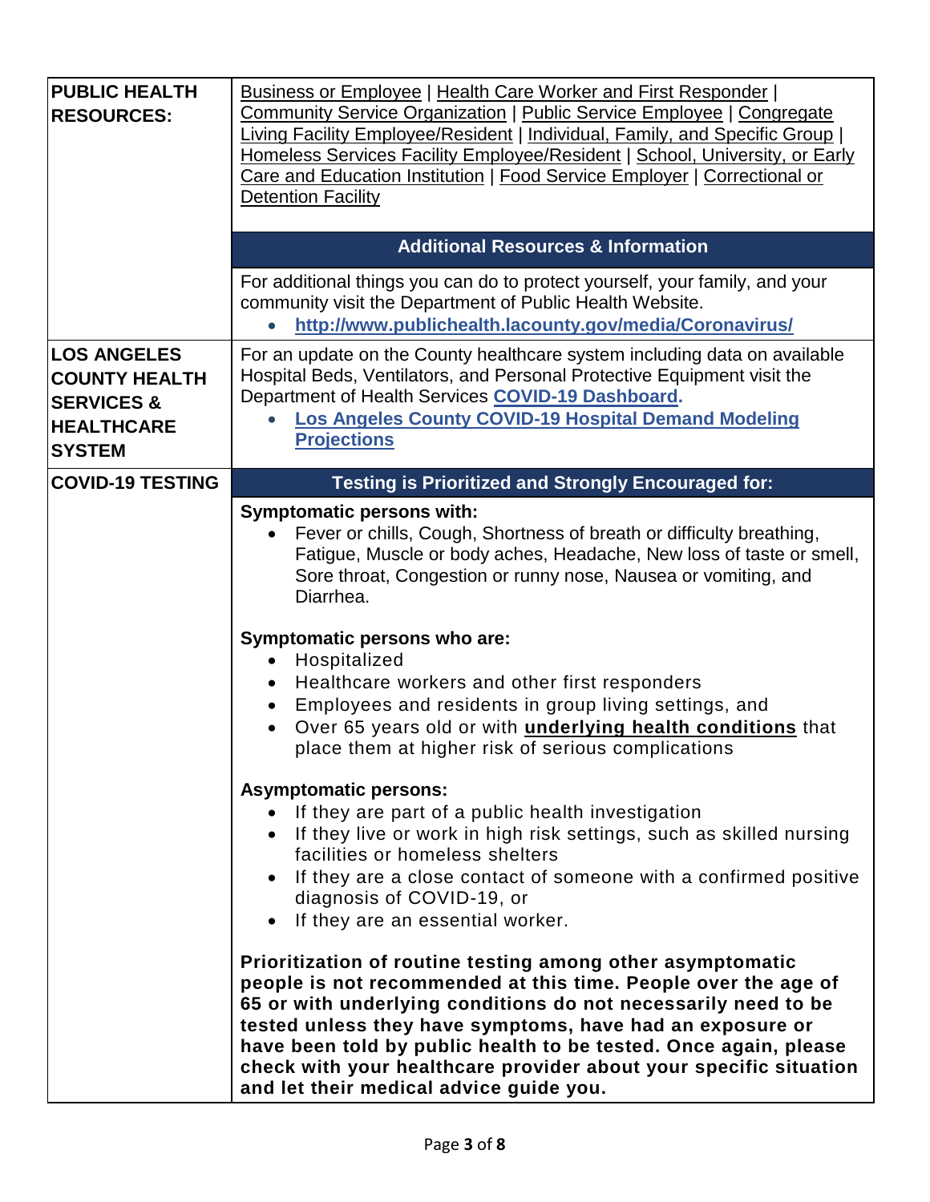| | |
|---|---|
| **PUBLIC HEALTH RESOURCES:** | Business or Employee \| Health Care Worker and First Responder \| Community Service Organization \| Public Service Employee \| Congregate Living Facility Employee/Resident \| Individual, Family, and Specific Group \| Homeless Services Facility Employee/Resident \| School, University, or Early Care and Education Institution \| Food Service Employer \| Correctional or Detention Facility |
| | **Additional Resources & Information** |
| | For additional things you can do to protect yourself, your family, and your community visit the Department of Public Health Website.<br>• **http://www.publichealth.lacounty.gov/media/Coronavirus/** |
| **LOS ANGELES COUNTY HEALTH SERVICES & HEALTHCARE SYSTEM** | For an update on the County healthcare system including data on available Hospital Beds, Ventilators, and Personal Protective Equipment visit the Department of Health Services **COVID-19 Dashboard.**<br>• **Los Angeles County COVID-19 Hospital Demand Modeling Projections** |
| **COVID-19 TESTING** | **Testing is Prioritized and Strongly Encouraged for:** |
| | **Symptomatic persons with:**<br>• Fever or chills, Cough, Shortness of breath or difficulty breathing, Fatigue, Muscle or body aches, Headache, New loss of taste or smell, Sore throat, Congestion or runny nose, Nausea or vomiting, and Diarrhea.<br><br>**Symptomatic persons who are:**<br>• Hospitalized<br>• Healthcare workers and other first responders<br>• Employees and residents in group living settings, and<br>• Over 65 years old or with **underlying health conditions** that place them at higher risk of serious complications<br><br>**Asymptomatic persons:**<br>• If they are part of a public health investigation<br>• If they live or work in high risk settings, such as skilled nursing facilities or homeless shelters<br>• If they are a close contact of someone with a confirmed positive diagnosis of COVID-19, or<br>• If they are an essential worker.<br><br>**Prioritization of routine testing among other asymptomatic people is not recommended at this time. People over the age of 65 or with underlying conditions do not necessarily need to be tested unless they have symptoms, have had an exposure or have been told by public health to be tested. Once again, please check with your healthcare provider about your specific situation and let their medical advice guide you.** |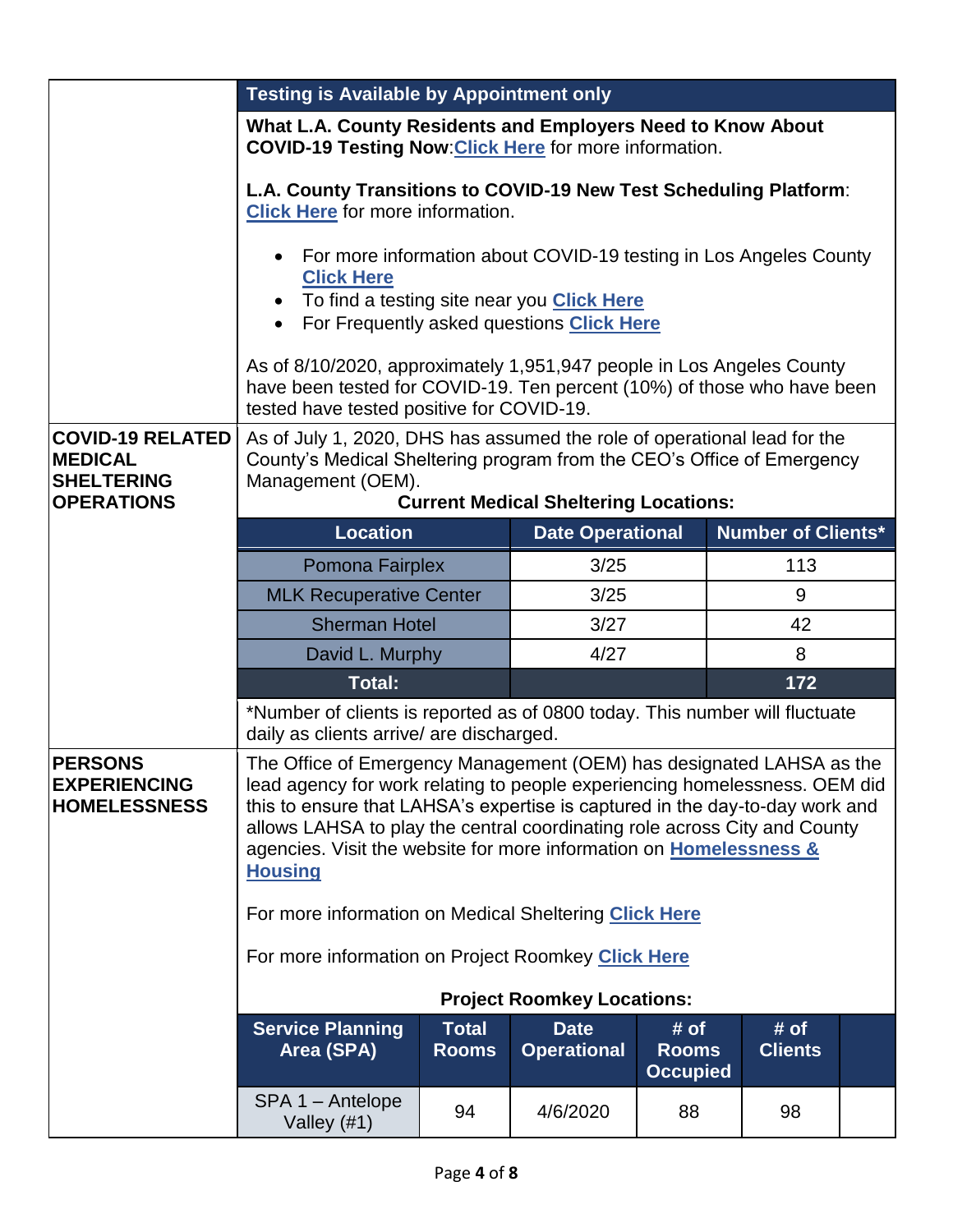**Testing is Available by Appointment only**

**What L.A. County Residents and Employers Need to Know About COVID-19 Testing Now**: **Click Here** for more information.

**L.A. County Transitions to COVID-19 New Test Scheduling Platform**: **Click Here** for more information.

- For more information about COVID-19 testing in Los Angeles County **Click Here**
- To find a testing site near you **Click Here**
- For Frequently asked questions **Click Here**

As of 8/10/2020, approximately 1,951,947 people in Los Angeles County have been tested for COVID-19. Ten percent (10%) of those who have been tested have tested positive for COVID-19.

## COVID-19 RELATED MEDICAL SHELTERING OPERATIONS

As of July 1, 2020, DHS has assumed the role of operational lead for the County's Medical Sheltering program from the CEO's Office of Emergency Management (OEM).

**Current Medical Sheltering Locations:**

| Location | Date Operational | Number of Clients* |
|---|---|---|
| Pomona Fairplex | 3/25 | 113 |
| MLK Recuperative Center | 3/25 | 9 |
| Sherman Hotel | 3/27 | 42 |
| David L. Murphy | 4/27 | 8 |
| **Total:** | | **172** |

*Number of clients is reported as of 0800 today. This number will fluctuate daily as clients arrive/ are discharged.

## PERSONS EXPERIENCING HOMELESSNESS

The Office of Emergency Management (OEM) has designated LAHSA as the lead agency for work relating to people experiencing homelessness. OEM did this to ensure that LAHSA's expertise is captured in the day-to-day work and allows LAHSA to play the central coordinating role across City and County agencies. Visit the website for more information on **Homelessness & Housing**

For more information on Medical Sheltering **Click Here**

For more information on Project Roomkey **Click Here**

**Project Roomkey Locations:**

| Service Planning Area (SPA) | Total Rooms | Date Operational | # of Rooms Occupied | # of Clients | |
|---|---|---|---|---|---|
| SPA 1 – Antelope Valley (#1) | 94 | 4/6/2020 | 88 | 98 | |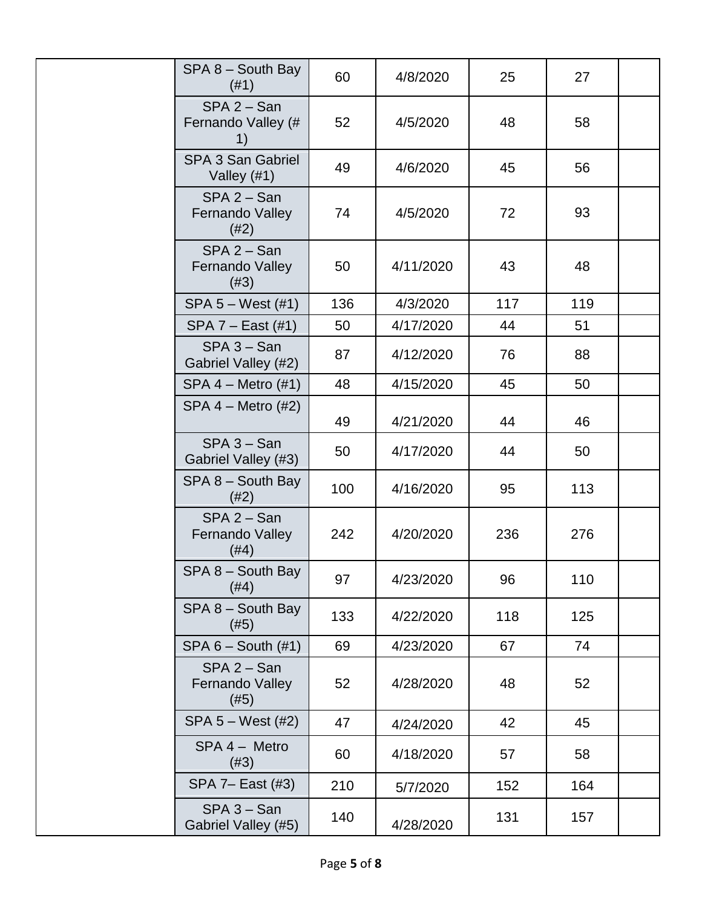| | | | | | | |
|---|---|---|---|---|---|---|
| | SPA 8 – South Bay (#1) | 60 | 4/8/2020 | 25 | 27 | |
| | SPA 2 – San Fernando Valley (# 1) | 52 | 4/5/2020 | 48 | 58 | |
| | SPA 3 San Gabriel Valley (#1) | 49 | 4/6/2020 | 45 | 56 | |
| | SPA 2 – San Fernando Valley (#2) | 74 | 4/5/2020 | 72 | 93 | |
| | SPA 2 – San Fernando Valley (#3) | 50 | 4/11/2020 | 43 | 48 | |
| | SPA 5 – West (#1) | 136 | 4/3/2020 | 117 | 119 | |
| | SPA 7 – East (#1) | 50 | 4/17/2020 | 44 | 51 | |
| | SPA 3 – San Gabriel Valley (#2) | 87 | 4/12/2020 | 76 | 88 | |
| | SPA 4 – Metro (#1) | 48 | 4/15/2020 | 45 | 50 | |
| | SPA 4 – Metro (#2) | 49 | 4/21/2020 | 44 | 46 | |
| | SPA 3 – San Gabriel Valley (#3) | 50 | 4/17/2020 | 44 | 50 | |
| | SPA 8 – South Bay (#2) | 100 | 4/16/2020 | 95 | 113 | |
| | SPA 2 – San Fernando Valley (#4) | 242 | 4/20/2020 | 236 | 276 | |
| | SPA 8 – South Bay (#4) | 97 | 4/23/2020 | 96 | 110 | |
| | SPA 8 – South Bay (#5) | 133 | 4/22/2020 | 118 | 125 | |
| | SPA 6 – South (#1) | 69 | 4/23/2020 | 67 | 74 | |
| | SPA 2 – San Fernando Valley (#5) | 52 | 4/28/2020 | 48 | 52 | |
| | SPA 5 – West (#2) | 47 | 4/24/2020 | 42 | 45 | |
| | SPA 4 – Metro (#3) | 60 | 4/18/2020 | 57 | 58 | |
| | SPA 7– East (#3) | 210 | 5/7/2020 | 152 | 164 | |
| | SPA 3 – San Gabriel Valley (#5) | 140 | 4/28/2020 | 131 | 157 | |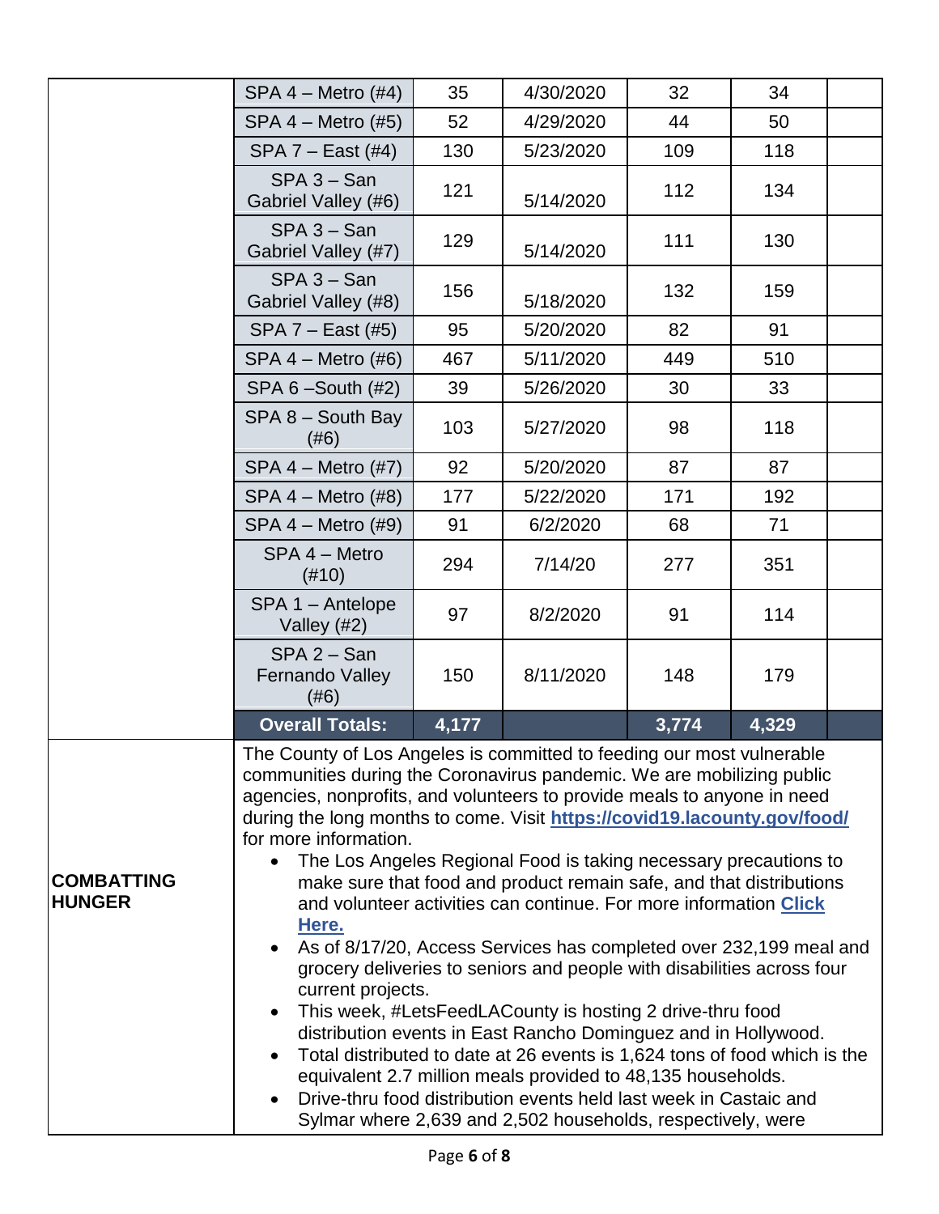| | | | | | | |
|---|---|---|---|---|---|---|
| | SPA 4 – Metro (#4) | 35 | 4/30/2020 | 32 | 34 | |
| | SPA 4 – Metro (#5) | 52 | 4/29/2020 | 44 | 50 | |
| | SPA 7 – East (#4) | 130 | 5/23/2020 | 109 | 118 | |
| | SPA 3 – San Gabriel Valley (#6) | 121 | 5/14/2020 | 112 | 134 | |
| | SPA 3 – San Gabriel Valley (#7) | 129 | 5/14/2020 | 111 | 130 | |
| | SPA 3 – San Gabriel Valley (#8) | 156 | 5/18/2020 | 132 | 159 | |
| | SPA 7 – East (#5) | 95 | 5/20/2020 | 82 | 91 | |
| | SPA 4 – Metro (#6) | 467 | 5/11/2020 | 449 | 510 | |
| | SPA 6 –South (#2) | 39 | 5/26/2020 | 30 | 33 | |
| | SPA 8 – South Bay (#6) | 103 | 5/27/2020 | 98 | 118 | |
| | SPA 4 – Metro (#7) | 92 | 5/20/2020 | 87 | 87 | |
| | SPA 4 – Metro (#8) | 177 | 5/22/2020 | 171 | 192 | |
| | SPA 4 – Metro (#9) | 91 | 6/2/2020 | 68 | 71 | |
| | SPA 4 – Metro (#10) | 294 | 7/14/20 | 277 | 351 | |
| | SPA 1 – Antelope Valley (#2) | 97 | 8/2/2020 | 91 | 114 | |
| | SPA 2 – San Fernando Valley (#6) | 150 | 8/11/2020 | 148 | 179 | |
| | **Overall Totals:** | **4,177** | | **3,774** | **4,329** | |

**COMBATTING HUNGER**

The County of Los Angeles is committed to feeding our most vulnerable communities during the Coronavirus pandemic. We are mobilizing public agencies, nonprofits, and volunteers to provide meals to anyone in need during the long months to come. Visit **https://covid19.lacounty.gov/food/** for more information.

- The Los Angeles Regional Food is taking necessary precautions to make sure that food and product remain safe, and that distributions and volunteer activities can continue. For more information **Click Here.**
- As of 8/17/20, Access Services has completed over 232,199 meal and grocery deliveries to seniors and people with disabilities across four current projects.
- This week, #LetsFeedLACounty is hosting 2 drive-thru food distribution events in East Rancho Dominguez and in Hollywood.
- Total distributed to date at 26 events is 1,624 tons of food which is the equivalent 2.7 million meals provided to 48,135 households.
- Drive-thru food distribution events held last week in Castaic and Sylmar where 2,639 and 2,502 households, respectively, were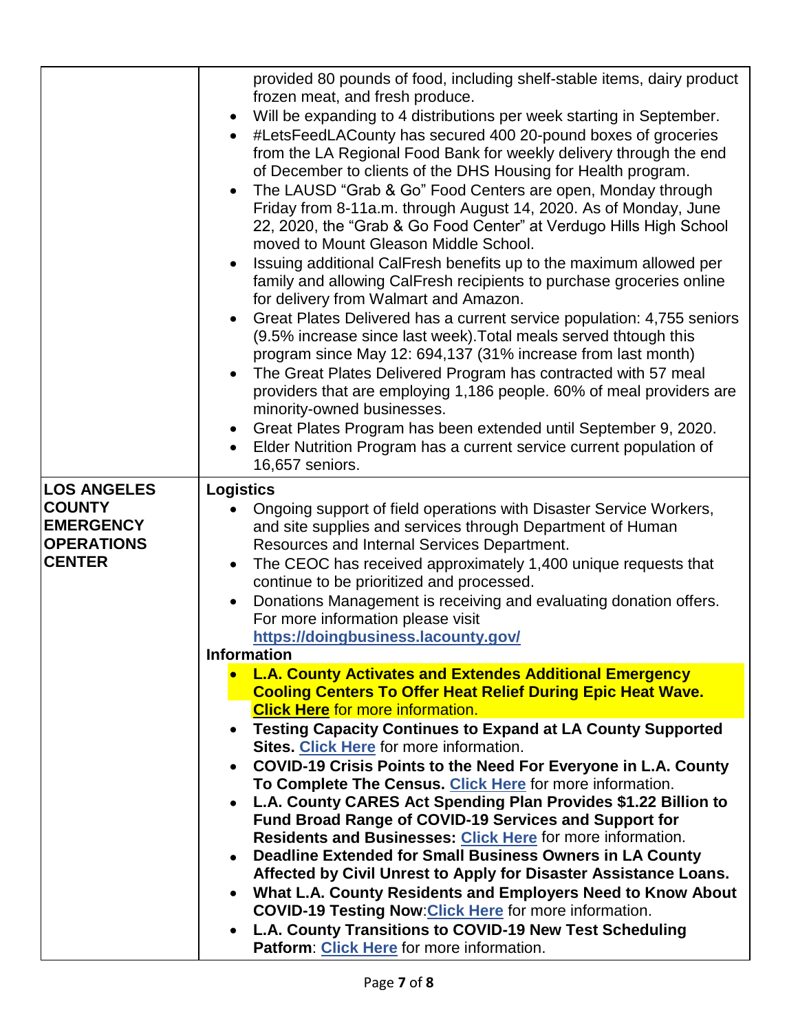| | |
|---|---|
| | provided 80 pounds of food, including shelf-stable items, dairy product frozen meat, and fresh produce.<br>• Will be expanding to 4 distributions per week starting in September.<br>• #LetsFeedLACounty has secured 400 20-pound boxes of groceries from the LA Regional Food Bank for weekly delivery through the end of December to clients of the DHS Housing for Health program.<br>• The LAUSD "Grab & Go" Food Centers are open, Monday through Friday from 8-11a.m. through August 14, 2020. As of Monday, June 22, 2020, the "Grab & Go Food Center" at Verdugo Hills High School moved to Mount Gleason Middle School.<br>• Issuing additional CalFresh benefits up to the maximum allowed per family and allowing CalFresh recipients to purchase groceries online for delivery from Walmart and Amazon.<br>• Great Plates Delivered has a current service population: 4,755 seniors (9.5% increase since last week).Total meals served thtough this program since May 12: 694,137 (31% increase from last month)<br>• The Great Plates Delivered Program has contracted with 57 meal providers that are employing 1,186 people. 60% of meal providers are minority-owned businesses.<br>• Great Plates Program has been extended until September 9, 2020.<br>• Elder Nutrition Program has a current service current population of 16,657 seniors. |
| **LOS ANGELES COUNTY EMERGENCY OPERATIONS CENTER** | **Logistics**<br>• Ongoing support of field operations with Disaster Service Workers, and site supplies and services through Department of Human Resources and Internal Services Department.<br>• The CEOC has received approximately 1,400 unique requests that continue to be prioritized and processed.<br>• Donations Management is receiving and evaluating donation offers. For more information please visit **https://doingbusiness.lacounty.gov/**<br>**Information**<br>• **L.A. County Activates and Extendes Additional Emergency Cooling Centers To Offer Heat Relief During Epic Heat Wave. Click Here** for more information.<br>• **Testing Capacity Continues to Expand at LA County Supported Sites. Click Here** for more information.<br>• **COVID-19 Crisis Points to the Need For Everyone in L.A. County To Complete The Census. Click Here** for more information.<br>• **L.A. County CARES Act Spending Plan Provides $1.22 Billion to Fund Broad Range of COVID-19 Services and Support for Residents and Businesses: Click Here** for more information.<br>• **Deadline Extended for Small Business Owners in LA County Affected by Civil Unrest to Apply for Disaster Assistance Loans.**<br>• **What L.A. County Residents and Employers Need to Know About COVID-19 Testing Now:Click Here** for more information.<br>• **L.A. County Transitions to COVID-19 New Test Scheduling Patform: Click Here** for more information. |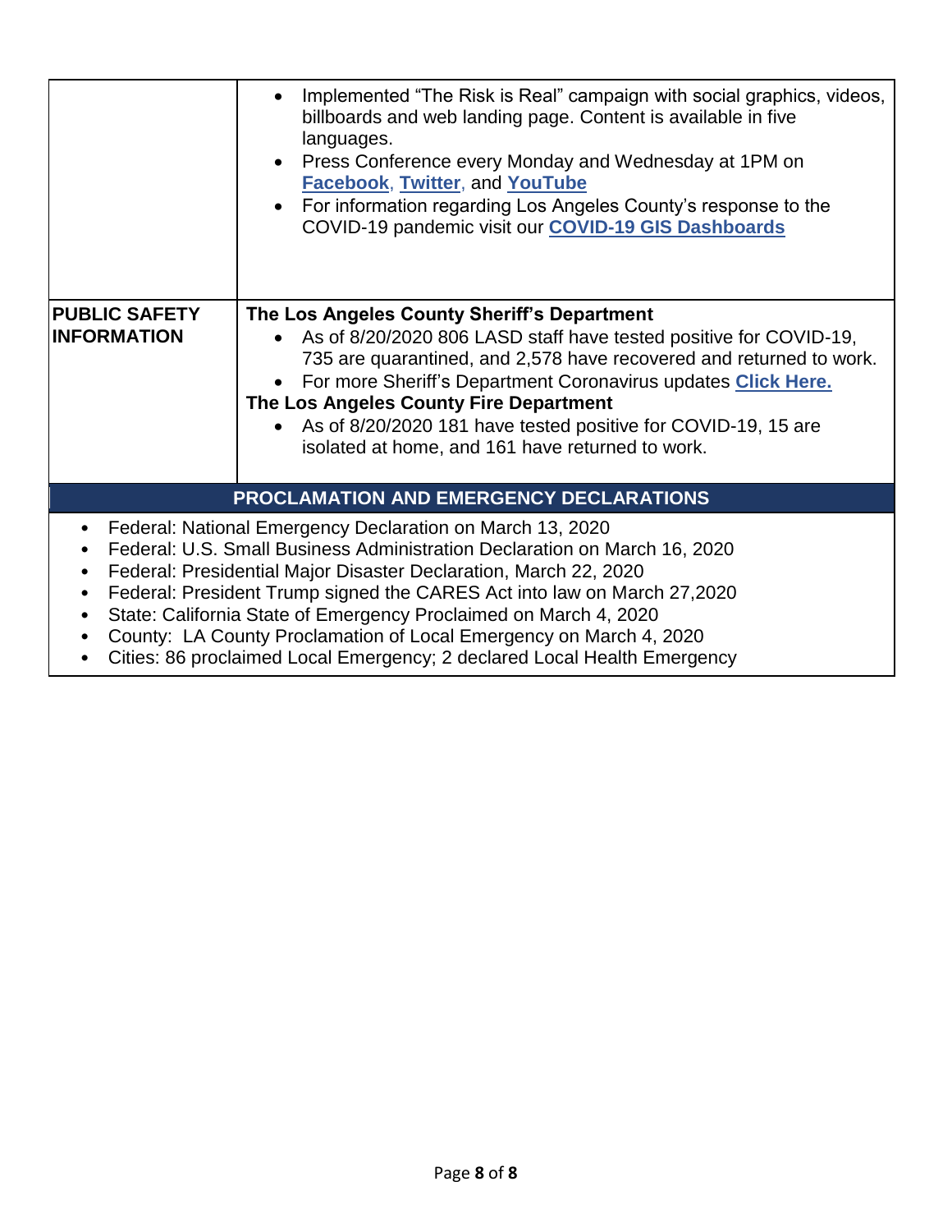| | |
|---|---|
| | • Implemented "The Risk is Real" campaign with social graphics, videos, billboards and web landing page. Content is available in five languages.<br>• Press Conference every Monday and Wednesday at 1PM on **Facebook**, **Twitter**, and **YouTube**<br>• For information regarding Los Angeles County's response to the COVID-19 pandemic visit our **COVID-19 GIS Dashboards** |
| **PUBLIC SAFETY INFORMATION** | **The Los Angeles County Sheriff's Department**<br>• As of 8/20/2020 806 LASD staff have tested positive for COVID-19, 735 are quarantined, and 2,578 have recovered and returned to work.<br>• For more Sheriff's Department Coronavirus updates **Click Here.**<br>**The Los Angeles County Fire Department**<br>• As of 8/20/2020 181 have tested positive for COVID-19, 15 are isolated at home, and 161 have returned to work. |

## PROCLAMATION AND EMERGENCY DECLARATIONS

- Federal: National Emergency Declaration on March 13, 2020
- Federal: U.S. Small Business Administration Declaration on March 16, 2020
- Federal: Presidential Major Disaster Declaration, March 22, 2020
- Federal: President Trump signed the CARES Act into law on March 27,2020
- State: California State of Emergency Proclaimed on March 4, 2020
- County: LA County Proclamation of Local Emergency on March 4, 2020
- Cities: 86 proclaimed Local Emergency; 2 declared Local Health Emergency